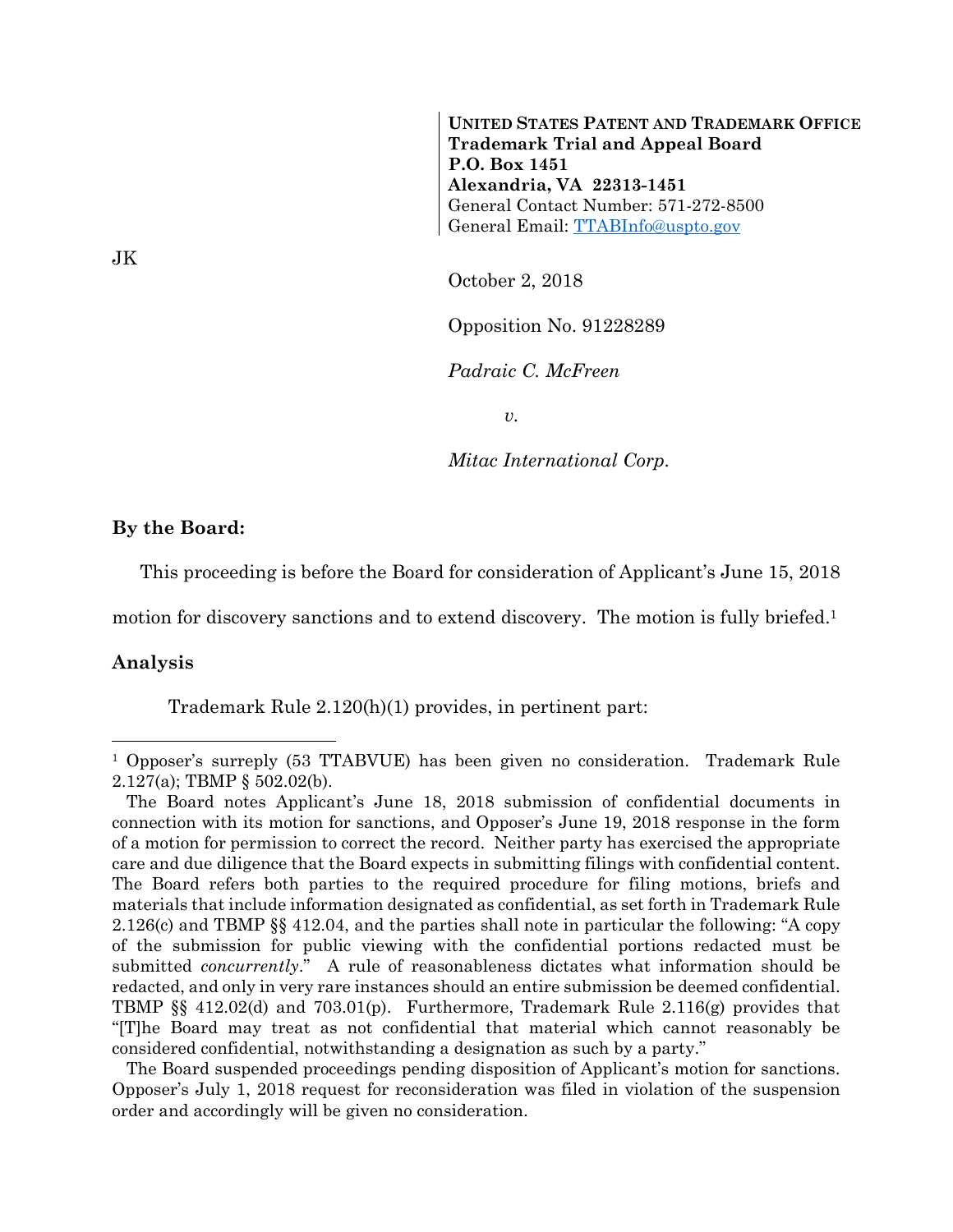**UNITED STATES PATENT AND TRADEMARK OFFICE**
**Trademark Trial and Appeal Board**
**P.O. Box 1451**
**Alexandria, VA 22313-1451**
General Contact Number: 571-272-8500
General Email: TTABInfo@uspto.gov

JK

October 2, 2018

Opposition No. 91228289

*Padraic C. McFreen*

*v.*

*Mitac International Corp.*

**By the Board:**

This proceeding is before the Board for consideration of Applicant's June 15, 2018 motion for discovery sanctions and to extend discovery. The motion is fully briefed.[1]

**Analysis**

Trademark Rule 2.120(h)(1) provides, in pertinent part:

---

[1] Opposer's surreply (53 TTABVUE) has been given no consideration. Trademark Rule 2.127(a); TBMP § 502.02(b).

The Board notes Applicant's June 18, 2018 submission of confidential documents in connection with its motion for sanctions, and Opposer's June 19, 2018 response in the form of a motion for permission to correct the record. Neither party has exercised the appropriate care and due diligence that the Board expects in submitting filings with confidential content. The Board refers both parties to the required procedure for filing motions, briefs and materials that include information designated as confidential, as set forth in Trademark Rule 2.126(c) and TBMP §§ 412.04, and the parties shall note in particular the following: "A copy of the submission for public viewing with the confidential portions redacted must be submitted *concurrently*." A rule of reasonableness dictates what information should be redacted, and only in very rare instances should an entire submission be deemed confidential. TBMP §§ 412.02(d) and 703.01(p). Furthermore, Trademark Rule 2.116(g) provides that "[T]he Board may treat as not confidential that material which cannot reasonably be considered confidential, notwithstanding a designation as such by a party."

The Board suspended proceedings pending disposition of Applicant's motion for sanctions. Opposer's July 1, 2018 request for reconsideration was filed in violation of the suspension order and accordingly will be given no consideration.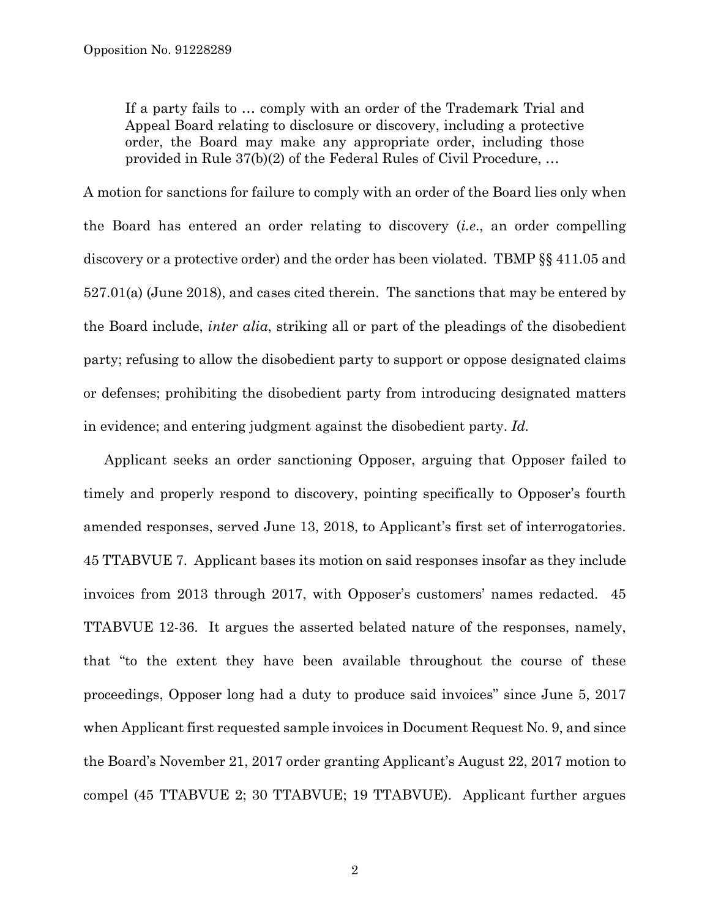> If a party fails to … comply with an order of the Trademark Trial and Appeal Board relating to disclosure or discovery, including a protective order, the Board may make any appropriate order, including those provided in Rule 37(b)(2) of the Federal Rules of Civil Procedure, …

A motion for sanctions for failure to comply with an order of the Board lies only when the Board has entered an order relating to discovery (*i.e.*, an order compelling discovery or a protective order) and the order has been violated. TBMP §§ 411.05 and 527.01(a) (June 2018), and cases cited therein. The sanctions that may be entered by the Board include, *inter alia*, striking all or part of the pleadings of the disobedient party; refusing to allow the disobedient party to support or oppose designated claims or defenses; prohibiting the disobedient party from introducing designated matters in evidence; and entering judgment against the disobedient party. *Id.*

Applicant seeks an order sanctioning Opposer, arguing that Opposer failed to timely and properly respond to discovery, pointing specifically to Opposer's fourth amended responses, served June 13, 2018, to Applicant's first set of interrogatories. 45 TTABVUE 7. Applicant bases its motion on said responses insofar as they include invoices from 2013 through 2017, with Opposer's customers' names redacted. 45 TTABVUE 12-36. It argues the asserted belated nature of the responses, namely, that "to the extent they have been available throughout the course of these proceedings, Opposer long had a duty to produce said invoices" since June 5, 2017 when Applicant first requested sample invoices in Document Request No. 9, and since the Board's November 21, 2017 order granting Applicant's August 22, 2017 motion to compel (45 TTABVUE 2; 30 TTABVUE; 19 TTABVUE). Applicant further argues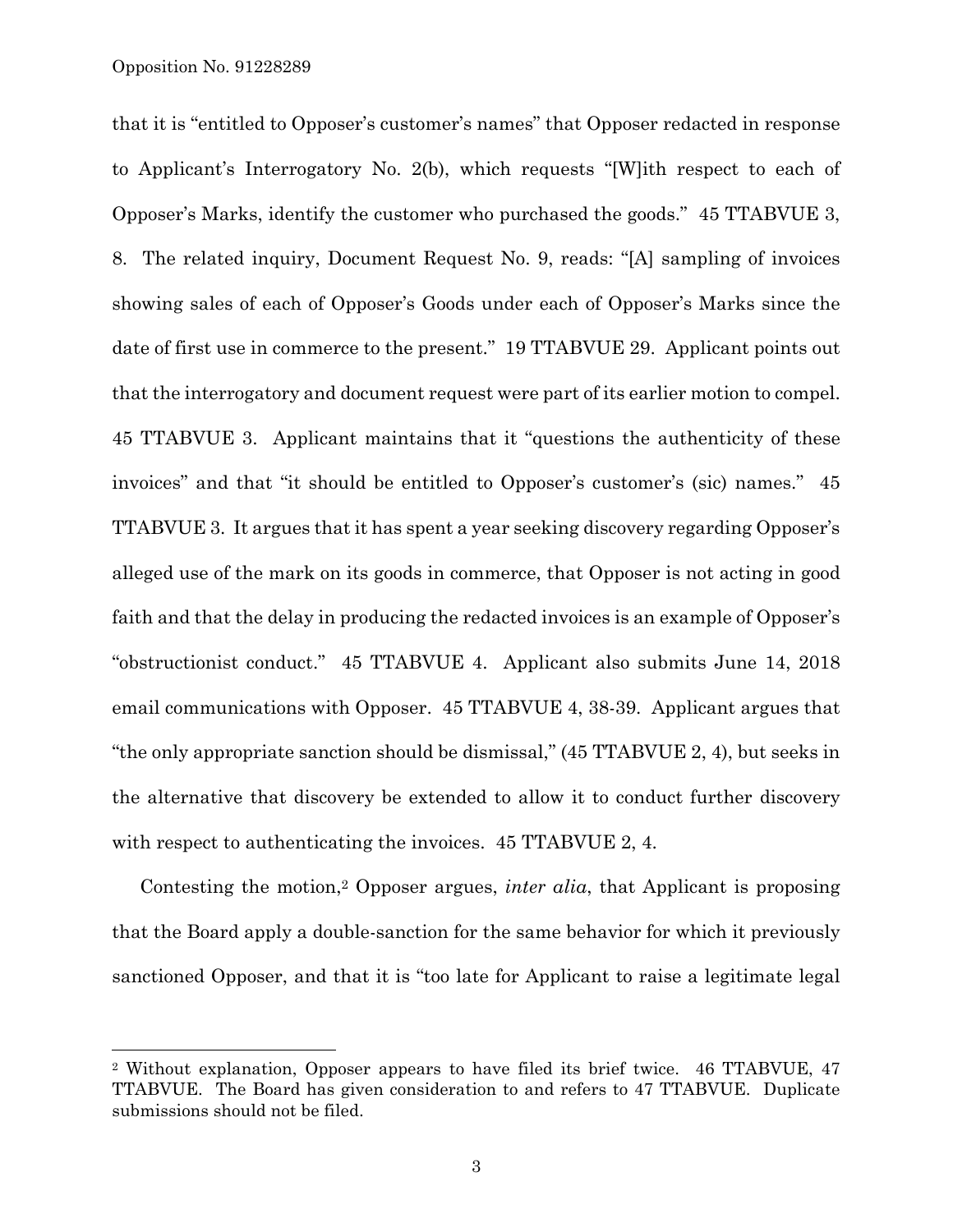that it is "entitled to Opposer's customer's names" that Opposer redacted in response to Applicant's Interrogatory No. 2(b), which requests "[W]ith respect to each of Opposer's Marks, identify the customer who purchased the goods." 45 TTABVUE 3, 8. The related inquiry, Document Request No. 9, reads: "[A] sampling of invoices showing sales of each of Opposer's Goods under each of Opposer's Marks since the date of first use in commerce to the present." 19 TTABVUE 29. Applicant points out that the interrogatory and document request were part of its earlier motion to compel. 45 TTABVUE 3. Applicant maintains that it "questions the authenticity of these invoices" and that "it should be entitled to Opposer's customer's (sic) names." 45 TTABVUE 3. It argues that it has spent a year seeking discovery regarding Opposer's alleged use of the mark on its goods in commerce, that Opposer is not acting in good faith and that the delay in producing the redacted invoices is an example of Opposer's "obstructionist conduct." 45 TTABVUE 4. Applicant also submits June 14, 2018 email communications with Opposer. 45 TTABVUE 4, 38-39. Applicant argues that "the only appropriate sanction should be dismissal," (45 TTABVUE 2, 4), but seeks in the alternative that discovery be extended to allow it to conduct further discovery with respect to authenticating the invoices. 45 TTABVUE 2, 4.

Contesting the motion,[2] Opposer argues, *inter alia*, that Applicant is proposing that the Board apply a double-sanction for the same behavior for which it previously sanctioned Opposer, and that it is "too late for Applicant to raise a legitimate legal

[2] Without explanation, Opposer appears to have filed its brief twice. 46 TTABVUE, 47 TTABVUE. The Board has given consideration to and refers to 47 TTABVUE. Duplicate submissions should not be filed.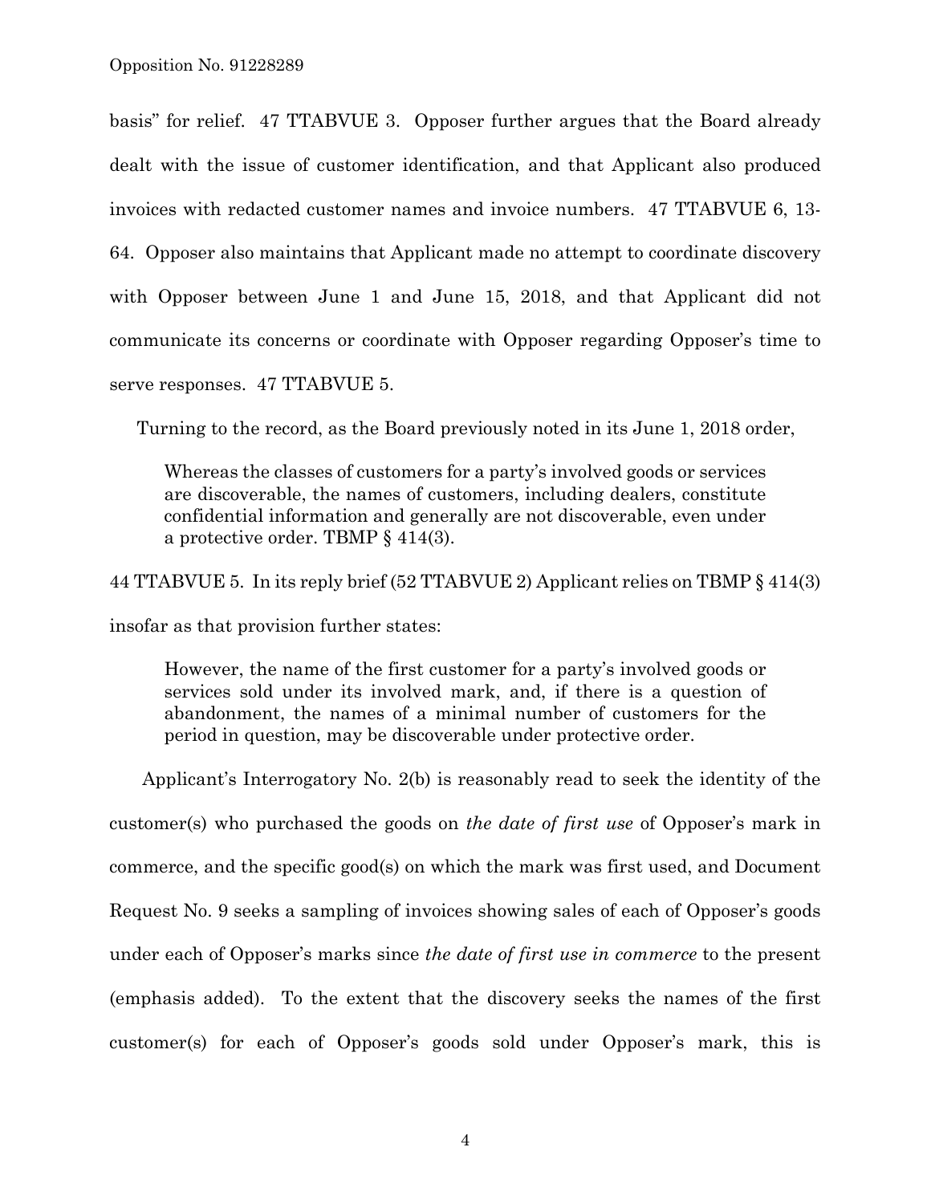basis" for relief. 47 TTABVUE 3. Opposer further argues that the Board already dealt with the issue of customer identification, and that Applicant also produced invoices with redacted customer names and invoice numbers. 47 TTABVUE 6, 13-64. Opposer also maintains that Applicant made no attempt to coordinate discovery with Opposer between June 1 and June 15, 2018, and that Applicant did not communicate its concerns or coordinate with Opposer regarding Opposer's time to serve responses. 47 TTABVUE 5.

Turning to the record, as the Board previously noted in its June 1, 2018 order,

> Whereas the classes of customers for a party's involved goods or services are discoverable, the names of customers, including dealers, constitute confidential information and generally are not discoverable, even under a protective order. TBMP § 414(3).

44 TTABVUE 5. In its reply brief (52 TTABVUE 2) Applicant relies on TBMP § 414(3) insofar as that provision further states:

> However, the name of the first customer for a party's involved goods or services sold under its involved mark, and, if there is a question of abandonment, the names of a minimal number of customers for the period in question, may be discoverable under protective order.

Applicant's Interrogatory No. 2(b) is reasonably read to seek the identity of the customer(s) who purchased the goods on *the date of first use* of Opposer's mark in commerce, and the specific good(s) on which the mark was first used, and Document Request No. 9 seeks a sampling of invoices showing sales of each of Opposer's goods under each of Opposer's marks since *the date of first use in commerce* to the present (emphasis added). To the extent that the discovery seeks the names of the first customer(s) for each of Opposer's goods sold under Opposer's mark, this is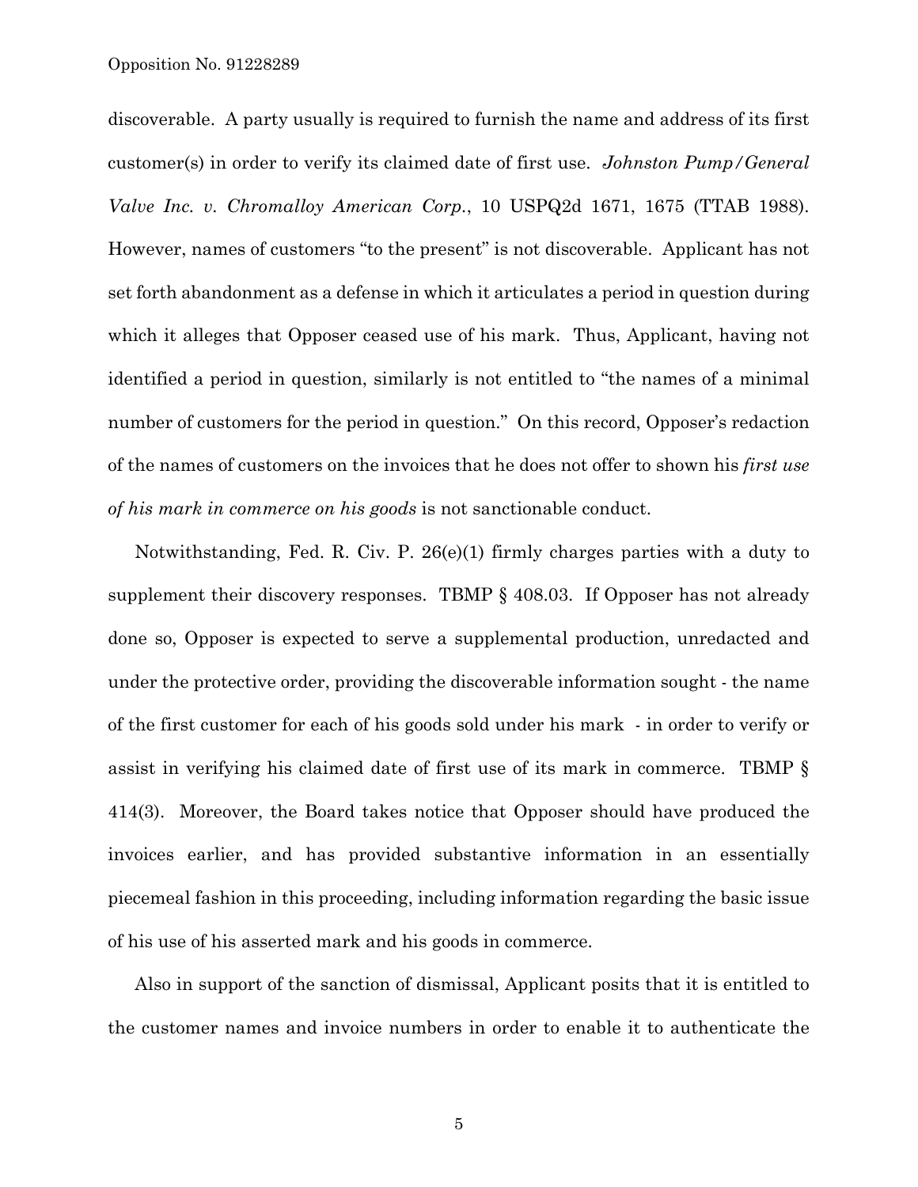discoverable. A party usually is required to furnish the name and address of its first customer(s) in order to verify its claimed date of first use. *Johnston Pump/General Valve Inc. v. Chromalloy American Corp.*, 10 USPQ2d 1671, 1675 (TTAB 1988). However, names of customers "to the present" is not discoverable. Applicant has not set forth abandonment as a defense in which it articulates a period in question during which it alleges that Opposer ceased use of his mark. Thus, Applicant, having not identified a period in question, similarly is not entitled to "the names of a minimal number of customers for the period in question." On this record, Opposer's redaction of the names of customers on the invoices that he does not offer to shown his *first use of his mark in commerce on his goods* is not sanctionable conduct.

Notwithstanding, Fed. R. Civ. P. 26(e)(1) firmly charges parties with a duty to supplement their discovery responses. TBMP § 408.03. If Opposer has not already done so, Opposer is expected to serve a supplemental production, unredacted and under the protective order, providing the discoverable information sought - the name of the first customer for each of his goods sold under his mark - in order to verify or assist in verifying his claimed date of first use of its mark in commerce. TBMP § 414(3). Moreover, the Board takes notice that Opposer should have produced the invoices earlier, and has provided substantive information in an essentially piecemeal fashion in this proceeding, including information regarding the basic issue of his use of his asserted mark and his goods in commerce.

Also in support of the sanction of dismissal, Applicant posits that it is entitled to the customer names and invoice numbers in order to enable it to authenticate the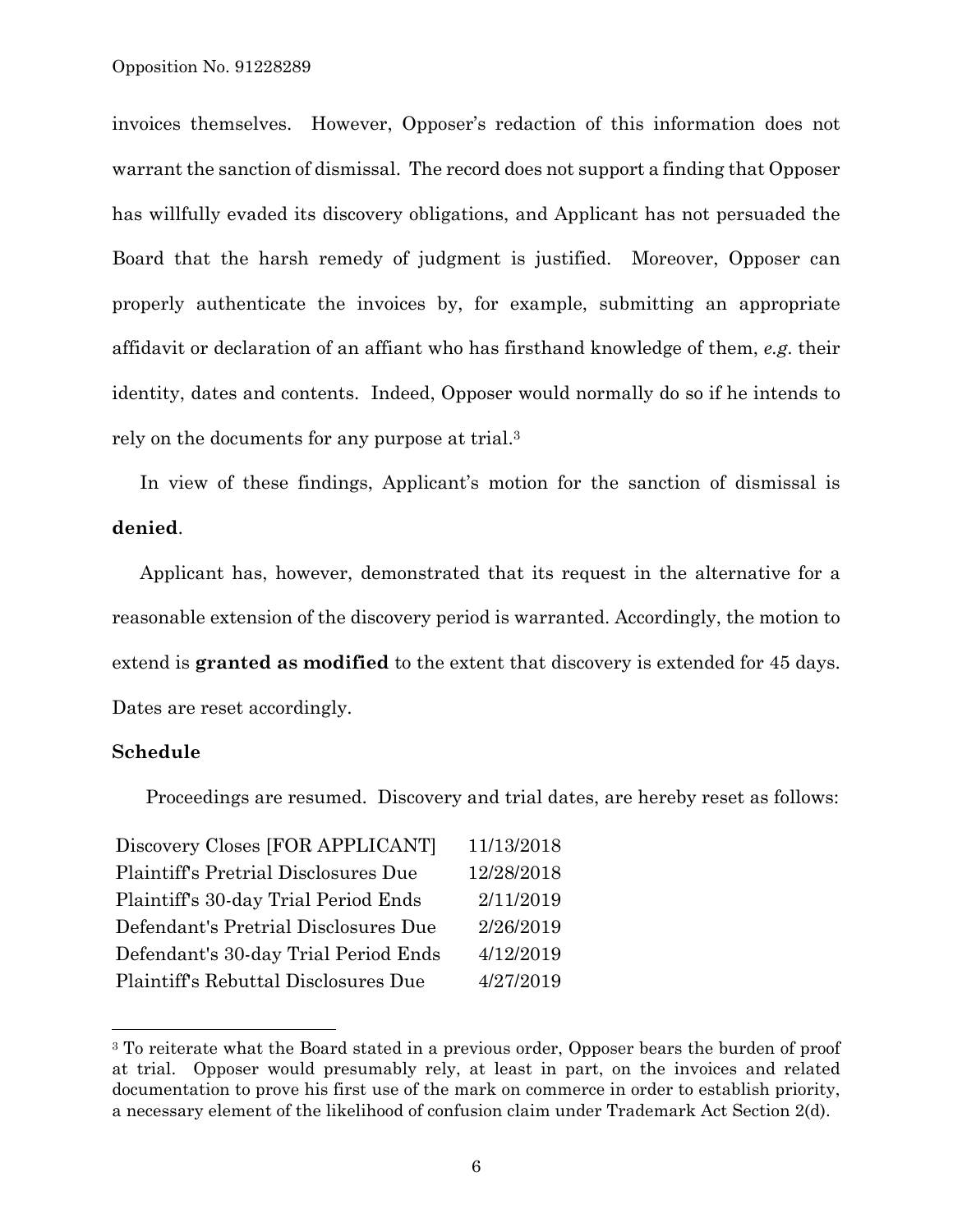invoices themselves. However, Opposer's redaction of this information does not warrant the sanction of dismissal. The record does not support a finding that Opposer has willfully evaded its discovery obligations, and Applicant has not persuaded the Board that the harsh remedy of judgment is justified. Moreover, Opposer can properly authenticate the invoices by, for example, submitting an appropriate affidavit or declaration of an affiant who has firsthand knowledge of them, *e.g.* their identity, dates and contents. Indeed, Opposer would normally do so if he intends to rely on the documents for any purpose at trial.[3]

In view of these findings, Applicant's motion for the sanction of dismissal is **denied**.

Applicant has, however, demonstrated that its request in the alternative for a reasonable extension of the discovery period is warranted. Accordingly, the motion to extend is **granted as modified** to the extent that discovery is extended for 45 days. Dates are reset accordingly.

**Schedule**

Proceedings are resumed. Discovery and trial dates, are hereby reset as follows:

| | |
|---|---|
| Discovery Closes [FOR APPLICANT] | 11/13/2018 |
| Plaintiff's Pretrial Disclosures Due | 12/28/2018 |
| Plaintiff's 30-day Trial Period Ends | 2/11/2019 |
| Defendant's Pretrial Disclosures Due | 2/26/2019 |
| Defendant's 30-day Trial Period Ends | 4/12/2019 |
| Plaintiff's Rebuttal Disclosures Due | 4/27/2019 |

---

[3] To reiterate what the Board stated in a previous order, Opposer bears the burden of proof at trial. Opposer would presumably rely, at least in part, on the invoices and related documentation to prove his first use of the mark on commerce in order to establish priority, a necessary element of the likelihood of confusion claim under Trademark Act Section 2(d).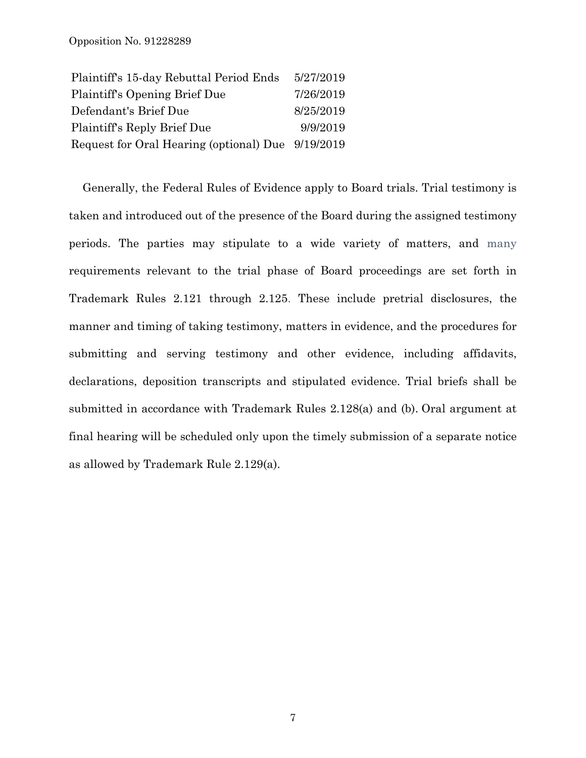| | |
|---|---|
| Plaintiff's 15-day Rebuttal Period Ends | 5/27/2019 |
| Plaintiff's Opening Brief Due | 7/26/2019 |
| Defendant's Brief Due | 8/25/2019 |
| Plaintiff's Reply Brief Due | 9/9/2019 |
| Request for Oral Hearing (optional) Due | 9/19/2019 |

Generally, the Federal Rules of Evidence apply to Board trials. Trial testimony is taken and introduced out of the presence of the Board during the assigned testimony periods. The parties may stipulate to a wide variety of matters, and many requirements relevant to the trial phase of Board proceedings are set forth in Trademark Rules 2.121 through 2.125. These include pretrial disclosures, the manner and timing of taking testimony, matters in evidence, and the procedures for submitting and serving testimony and other evidence, including affidavits, declarations, deposition transcripts and stipulated evidence. Trial briefs shall be submitted in accordance with Trademark Rules 2.128(a) and (b). Oral argument at final hearing will be scheduled only upon the timely submission of a separate notice as allowed by Trademark Rule 2.129(a).